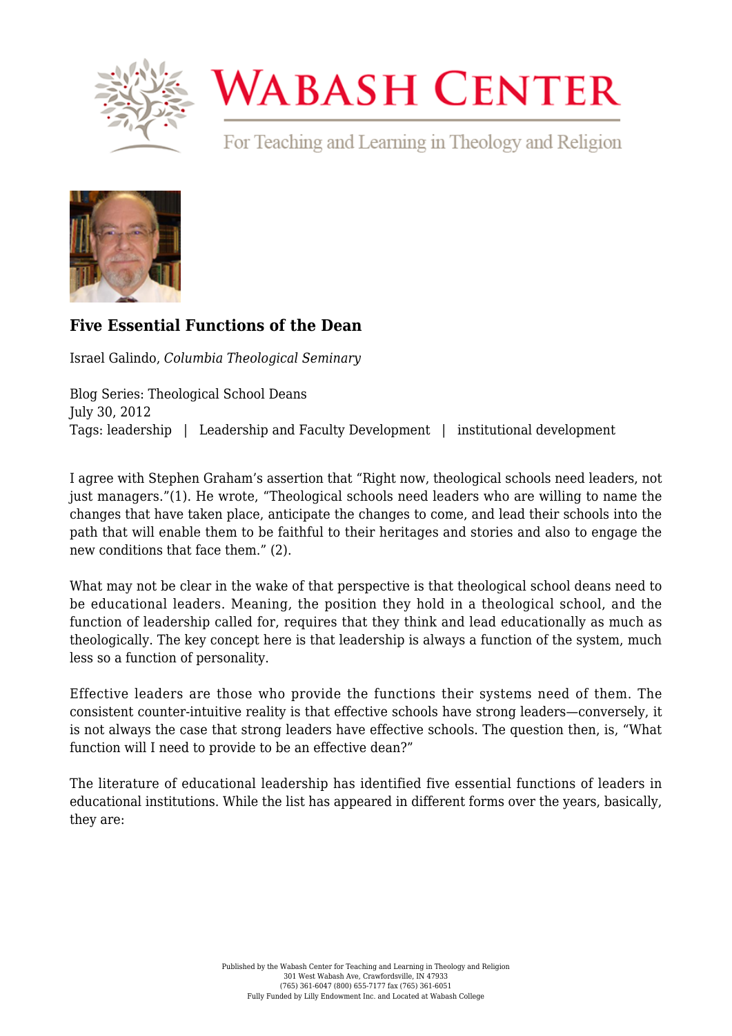# Five Essential Functions of the Dean

Israel Galindo, *Columbia Theological Seminary*

Blog Series: Theological School Deans
July 30, 2012
Tags: leadership | Leadership and Faculty Development | institutional development

I agree with Stephen Graham's assertion that "Right now, theological schools need leaders, not just managers."(1). He wrote, "Theological schools need leaders who are willing to name the changes that have taken place, anticipate the changes to come, and lead their schools into the path that will enable them to be faithful to their heritages and stories and also to engage the new conditions that face them." (2).

What may not be clear in the wake of that perspective is that theological school deans need to be educational leaders. Meaning, the position they hold in a theological school, and the function of leadership called for, requires that they think and lead educationally as much as theologically. The key concept here is that leadership is always a function of the system, much less so a function of personality.

Effective leaders are those who provide the functions their systems need of them. The consistent counter-intuitive reality is that effective schools have strong leaders—conversely, it is not always the case that strong leaders have effective schools. The question then, is, "What function will I need to provide to be an effective dean?"

The literature of educational leadership has identified five essential functions of leaders in educational institutions. While the list has appeared in different forms over the years, basically, they are: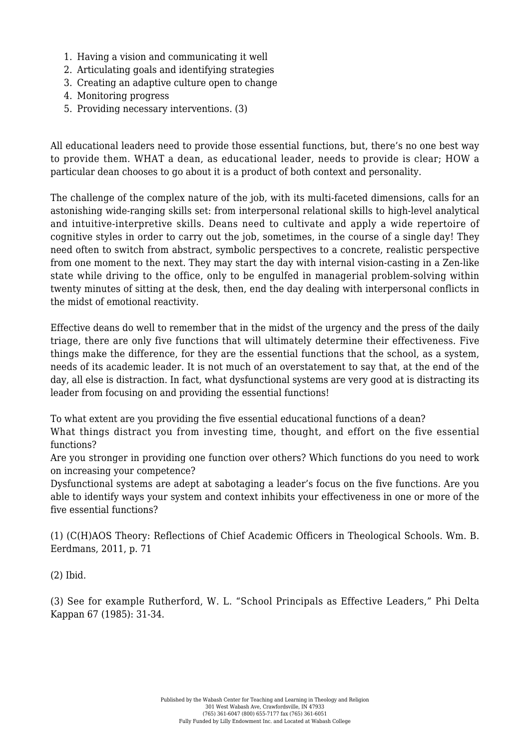1. Having a vision and communicating it well
2. Articulating goals and identifying strategies
3. Creating an adaptive culture open to change
4. Monitoring progress
5. Providing necessary interventions. (3)

All educational leaders need to provide those essential functions, but, there's no one best way to provide them. WHAT a dean, as educational leader, needs to provide is clear; HOW a particular dean chooses to go about it is a product of both context and personality.

The challenge of the complex nature of the job, with its multi-faceted dimensions, calls for an astonishing wide-ranging skills set: from interpersonal relational skills to high-level analytical and intuitive-interpretive skills. Deans need to cultivate and apply a wide repertoire of cognitive styles in order to carry out the job, sometimes, in the course of a single day! They need often to switch from abstract, symbolic perspectives to a concrete, realistic perspective from one moment to the next. They may start the day with internal vision-casting in a Zen-like state while driving to the office, only to be engulfed in managerial problem-solving within twenty minutes of sitting at the desk, then, end the day dealing with interpersonal conflicts in the midst of emotional reactivity.

Effective deans do well to remember that in the midst of the urgency and the press of the daily triage, there are only five functions that will ultimately determine their effectiveness. Five things make the difference, for they are the essential functions that the school, as a system, needs of its academic leader. It is not much of an overstatement to say that, at the end of the day, all else is distraction. In fact, what dysfunctional systems are very good at is distracting its leader from focusing on and providing the essential functions!

To what extent are you providing the five essential educational functions of a dean?
What things distract you from investing time, thought, and effort on the five essential functions?
Are you stronger in providing one function over others? Which functions do you need to work on increasing your competence?
Dysfunctional systems are adept at sabotaging a leader's focus on the five functions. Are you able to identify ways your system and context inhibits your effectiveness in one or more of the five essential functions?

(1) (C(H)AOS Theory: Reflections of Chief Academic Officers in Theological Schools. Wm. B. Eerdmans, 2011, p. 71

(2) Ibid.

(3) See for example Rutherford, W. L. "School Principals as Effective Leaders," Phi Delta Kappan 67 (1985): 31-34.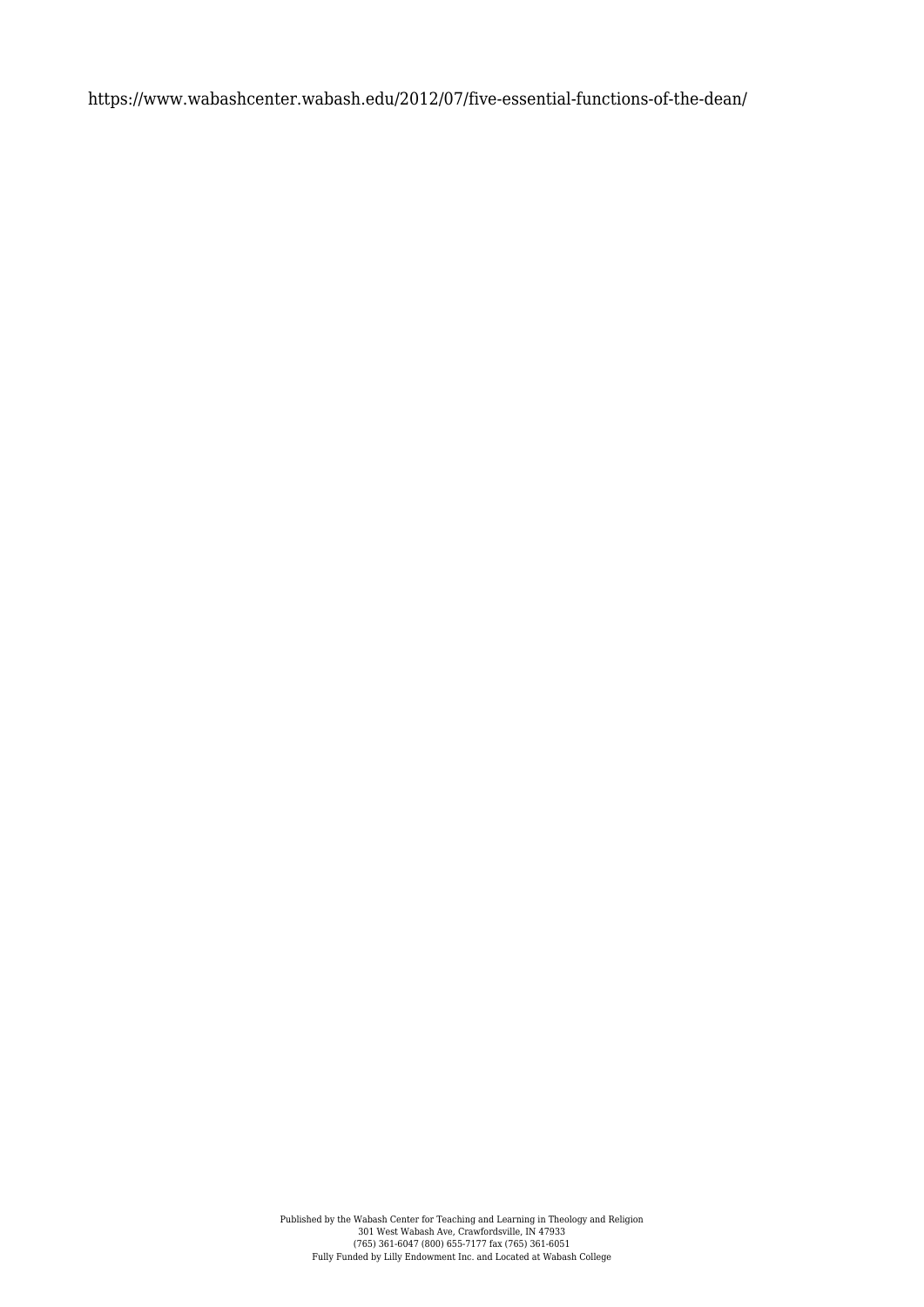https://www.wabashcenter.wabash.edu/2012/07/five-essential-functions-of-the-dean/